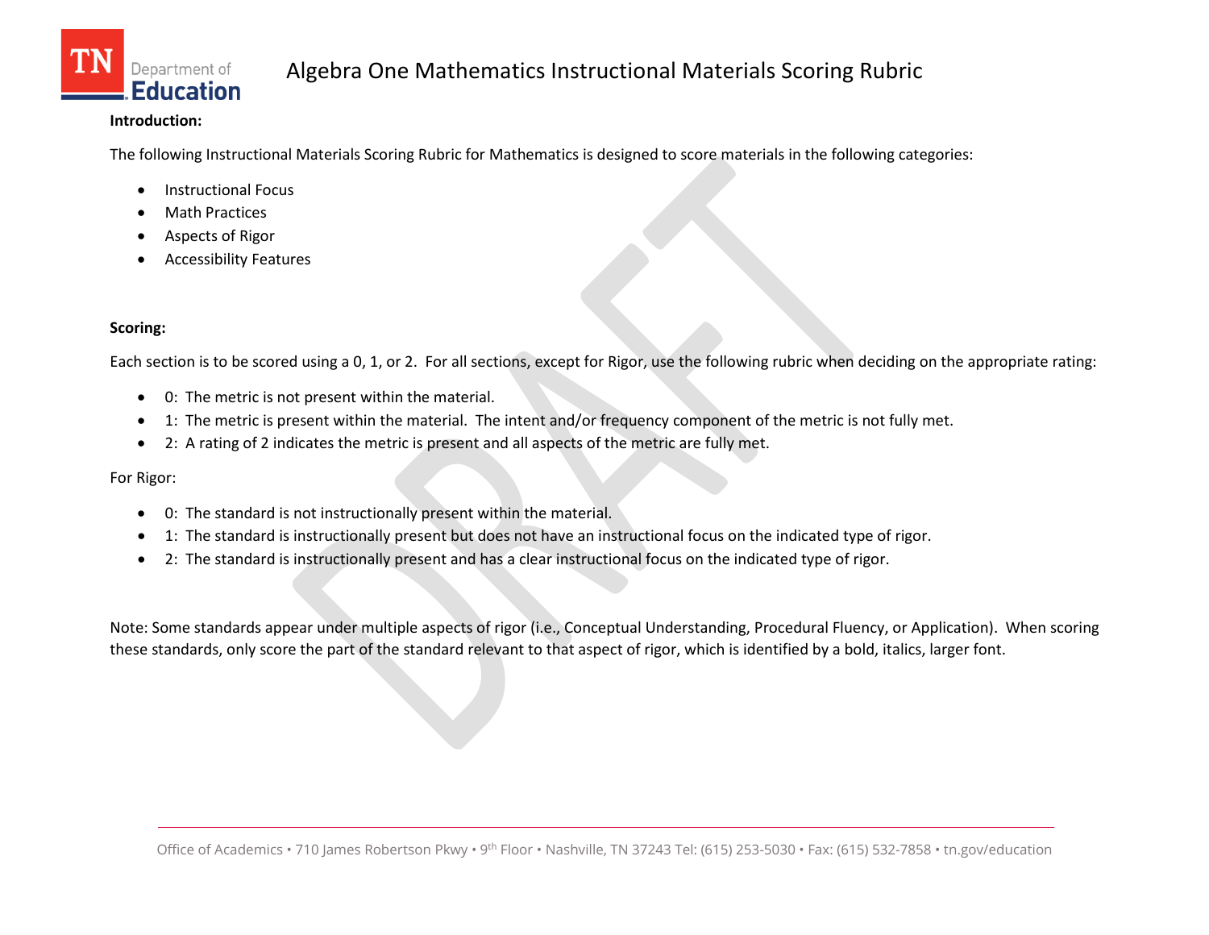# Algebra One Mathematics Instructional Materials Scoring Rubric

**Introduction:**

The following Instructional Materials Scoring Rubric for Mathematics is designed to score materials in the following categories:

- Instructional Focus
- Math Practices
- Aspects of Rigor
- Accessibility Features

**Scoring:**

Each section is to be scored using a 0, 1, or 2. For all sections, except for Rigor, use the following rubric when deciding on the appropriate rating:

- 0: The metric is not present within the material.
- 1: The metric is present within the material. The intent and/or frequency component of the metric is not fully met.
- 2: A rating of 2 indicates the metric is present and all aspects of the metric are fully met.

For Rigor:

- 0: The standard is not instructionally present within the material.
- 1: The standard is instructionally present but does not have an instructional focus on the indicated type of rigor.
- 2: The standard is instructionally present and has a clear instructional focus on the indicated type of rigor.

Note: Some standards appear under multiple aspects of rigor (i.e., Conceptual Understanding, Procedural Fluency, or Application). When scoring these standards, only score the part of the standard relevant to that aspect of rigor, which is identified by a bold, italics, larger font.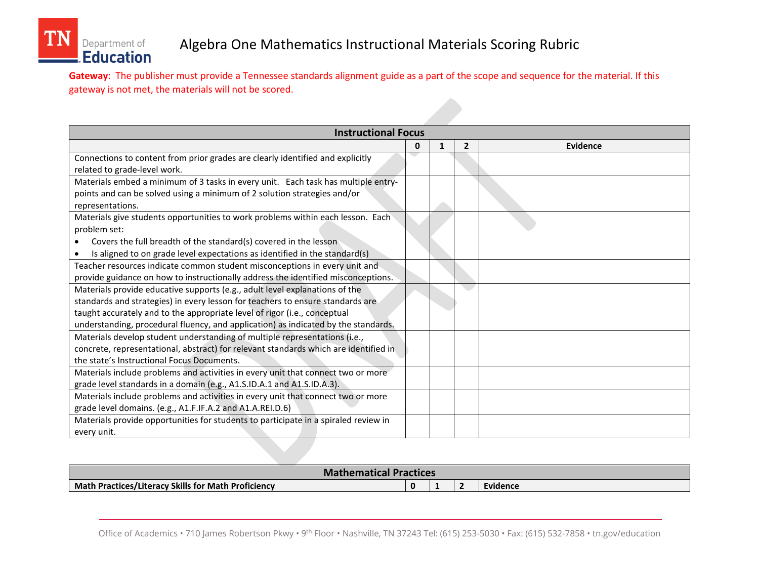# Algebra One Mathematics Instructional Materials Scoring Rubric

**Gateway**: The publisher must provide a Tennessee standards alignment guide as a part of the scope and sequence for the material. If this gateway is not met, the materials will not be scored.

| Instructional Focus | | | | |
|---|---|---|---|---|
| | 0 | 1 | 2 | Evidence |
| Connections to content from prior grades are clearly identified and explicitly related to grade-level work. | | | | |
| Materials embed a minimum of 3 tasks in every unit. Each task has multiple entry-points and can be solved using a minimum of 2 solution strategies and/or representations. | | | | |
| Materials give students opportunities to work problems within each lesson. Each problem set: <br>• Covers the full breadth of the standard(s) covered in the lesson <br>• Is aligned to on grade level expectations as identified in the standard(s) | | | | |
| Teacher resources indicate common student misconceptions in every unit and provide guidance on how to instructionally address the identified misconceptions. | | | | |
| Materials provide educative supports (e.g., adult level explanations of the standards and strategies) in every lesson for teachers to ensure standards are taught accurately and to the appropriate level of rigor (i.e., conceptual understanding, procedural fluency, and application) as indicated by the standards. | | | | |
| Materials develop student understanding of multiple representations (i.e., concrete, representational, abstract) for relevant standards which are identified in the state's Instructional Focus Documents. | | | | |
| Materials include problems and activities in every unit that connect two or more grade level standards in a domain (e.g., A1.S.ID.A.1 and A1.S.ID.A.3). | | | | |
| Materials include problems and activities in every unit that connect two or more grade level domains. (e.g., A1.F.IF.A.2 and A1.A.REI.D.6) | | | | |
| Materials provide opportunities for students to participate in a spiraled review in every unit. | | | | |

| Mathematical Practices | | | | |
|---|---|---|---|---|
| **Math Practices/Literacy Skills for Math Proficiency** | **0** | **1** | **2** | **Evidence** |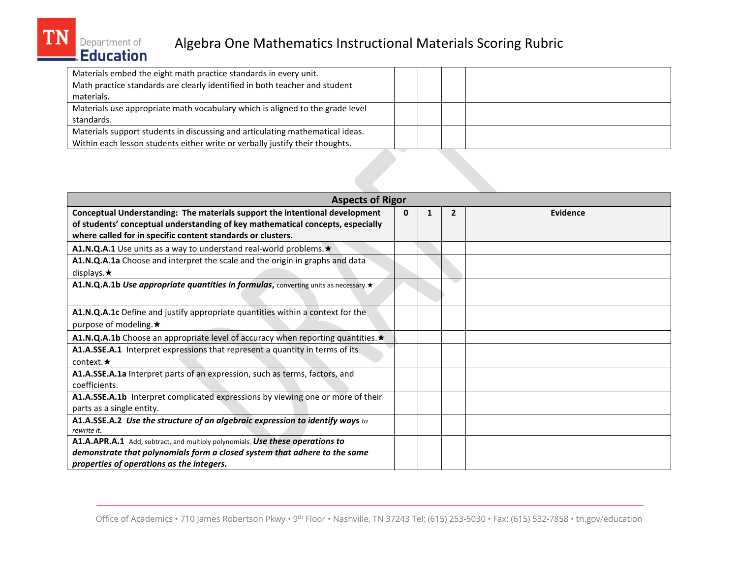| | | | | |
|---|---|---|---|---|
| Materials embed the eight math practice standards in every unit. | | | | |
| Math practice standards are clearly identified in both teacher and student materials. | | | | |
| Materials use appropriate math vocabulary which is aligned to the grade level standards. | | | | |
| Materials support students in discussing and articulating mathematical ideas. Within each lesson students either write or verbally justify their thoughts. | | | | |

| Aspects of Rigor | | | | |
|---|---|---|---|---|
| **Conceptual Understanding: The materials support the intentional development of students' conceptual understanding of key mathematical concepts, especially where called for in specific content standards or clusters.** | **0** | **1** | **2** | **Evidence** |
| **A1.N.Q.A.1** Use units as a way to understand real-world problems.★ | | | | |
| **A1.N.Q.A.1a** Choose and interpret the scale and the origin in graphs and data displays.★ | | | | |
| **A1.N.Q.A.1b** ***Use appropriate quantities in formulas***, converting units as necessary.★ | | | | |
| **A1.N.Q.A.1c** Define and justify appropriate quantities within a context for the purpose of modeling.★ | | | | |
| **A1.N.Q.A.1b** Choose an appropriate level of accuracy when reporting quantities.★ | | | | |
| **A1.A.SSE.A.1** Interpret expressions that represent a quantity in terms of its context.★ | | | | |
| **A1.A.SSE.A.1a** Interpret parts of an expression, such as terms, factors, and coefficients. | | | | |
| **A1.A.SSE.A.1b** Interpret complicated expressions by viewing one or more of their parts as a single entity. | | | | |
| **A1.A.SSE.A.2** ***Use the structure of an algebraic expression to identify ways*** *to rewrite it.* | | | | |
| **A1.A.APR.A.1** Add, subtract, and multiply polynomials. ***Use these operations to demonstrate that polynomials form a closed system that adhere to the same properties of operations as the integers.*** | | | | |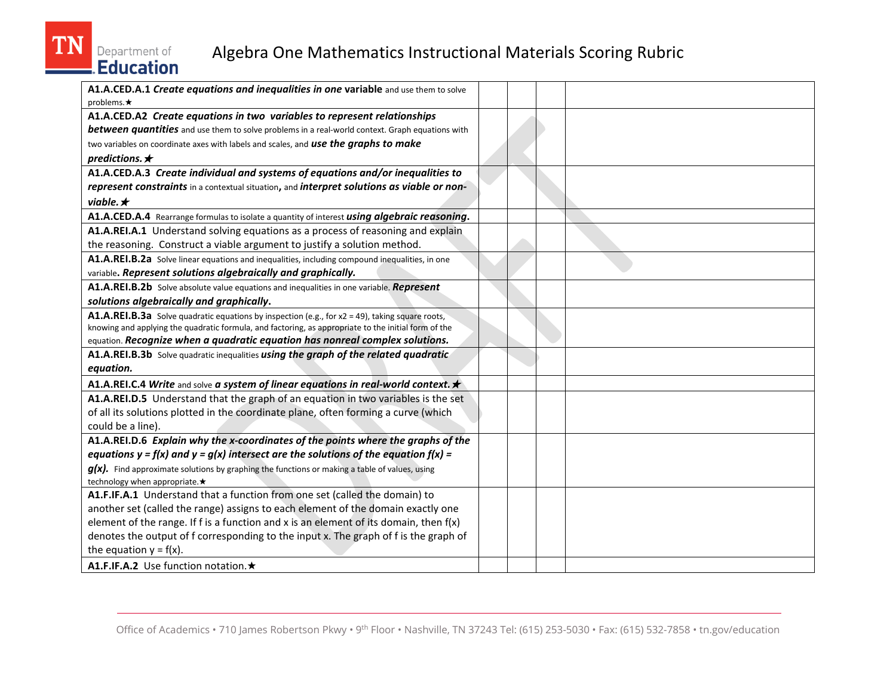| | | | | |
|---|---|---|---|---|
| **A1.A.CED.A.1** ***Create equations and inequalities in one*** **variable** and use them to solve problems.★ | | | | |
| **A1.A.CED.A2** ***Create equations in two variables to represent relationships between quantities*** and use them to solve problems in a real-world context. Graph equations with two variables on coordinate axes with labels and scales, and ***use the graphs to make predictions.★*** | | | | |
| **A1.A.CED.A.3** ***Create individual and systems of equations and/or inequalities to represent constraints*** in a contextual situation**,** and ***interpret solutions as viable or non-viable.★*** | | | | |
| **A1.A.CED.A.4** Rearrange formulas to isolate a quantity of interest ***using algebraic reasoning.*** | | | | |
| **A1.A.REI.A.1** Understand solving equations as a process of reasoning and explain the reasoning. Construct a viable argument to justify a solution method. | | | | |
| **A1.A.REI.B.2a** Solve linear equations and inequalities, including compound inequalities, in one variable**.** ***Represent solutions algebraically and graphically.*** | | | | |
| **A1.A.REI.B.2b** Solve absolute value equations and inequalities in one variable. ***Represent solutions algebraically and graphically*****.** | | | | |
| **A1.A.REI.B.3a** Solve quadratic equations by inspection (e.g., for x2 = 49), taking square roots, knowing and applying the quadratic formula, and factoring, as appropriate to the initial form of the equation. ***Recognize when a quadratic equation has nonreal complex solutions.*** | | | | |
| **A1.A.REI.B.3b** Solve quadratic inequalities ***using the graph of the related quadratic equation.*** | | | | |
| **A1.A.REI.C.4** ***Write*** and solve ***a system of linear equations in real-world context.★*** | | | | |
| **A1.A.REI.D.5** Understand that the graph of an equation in two variables is the set of all its solutions plotted in the coordinate plane, often forming a curve (which could be a line). | | | | |
| **A1.A.REI.D.6** ***Explain why the x-coordinates of the points where the graphs of the equations $y = f(x)$ and $y = g(x)$ intersect are the solutions of the equation $f(x) = g(x)$.*** Find approximate solutions by graphing the functions or making a table of values, using technology when appropriate.★ | | | | |
| **A1.F.IF.A.1** Understand that a function from one set (called the domain) to another set (called the range) assigns to each element of the domain exactly one element of the range. If f is a function and x is an element of its domain, then $f(x)$ denotes the output of f corresponding to the input x. The graph of f is the graph of the equation $y = f(x)$. | | | | |
| **A1.F.IF.A.2** Use function notation.★ | | | | |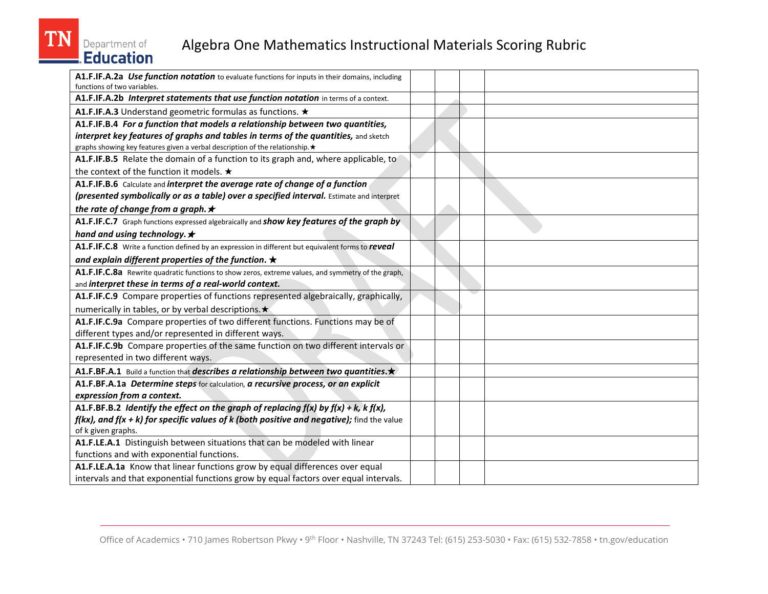# Algebra One Mathematics Instructional Materials Scoring Rubric

| | | | | |
|---|---|---|---|---|
| **A1.F.IF.A.2a** ***Use function notation*** to evaluate functions for inputs in their domains, including functions of two variables. | | | | |
| **A1.F.IF.A.2b** ***Interpret statements that use function notation*** in terms of a context. | | | | |
| **A1.F.IF.A.3** Understand geometric formulas as functions. ★ | | | | |
| **A1.F.IF.B.4** ***For a function that models a relationship between two quantities, interpret key features of graphs and tables in terms of the quantities,*** and sketch graphs showing key features given a verbal description of the relationship.★ | | | | |
| **A1.F.IF.B.5** Relate the domain of a function to its graph and, where applicable, to the context of the function it models. ★ | | | | |
| **A1.F.IF.B.6** Calculate and ***interpret the average rate of change of a function (presented symbolically or as a table) over a specified interval.*** Estimate and interpret ***the rate of change from a graph.★*** | | | | |
| **A1.F.IF.C.7** Graph functions expressed algebraically and ***show key features of the graph by hand and using technology.★*** | | | | |
| **A1.F.IF.C.8** Write a function defined by an expression in different but equivalent forms to ***reveal and explain different properties of the function.*** ★ | | | | |
| **A1.F.IF.C.8a** Rewrite quadratic functions to show zeros, extreme values, and symmetry of the graph, and ***interpret these in terms of a real-world context.*** | | | | |
| **A1.F.IF.C.9** Compare properties of functions represented algebraically, graphically, numerically in tables, or by verbal descriptions.★ | | | | |
| **A1.F.IF.C.9a** Compare properties of two different functions. Functions may be of different types and/or represented in different ways. | | | | |
| **A1.F.IF.C.9b** Compare properties of the same function on two different intervals or represented in two different ways. | | | | |
| **A1.F.BF.A.1** Build a function that ***describes a relationship between two quantities.★*** | | | | |
| **A1.F.BF.A.1a** ***Determine steps*** for calculation, ***a recursive process, or an explicit expression from a context.*** | | | | |
| **A1.F.BF.B.2** ***Identify the effect on the graph of replacing $f(x)$ by $f(x) + k$, $k\,f(x)$, $f(kx)$, and $f(x + k)$ for specific values of $k$ (both positive and negative);*** find the value of k given graphs. | | | | |
| **A1.F.LE.A.1** Distinguish between situations that can be modeled with linear functions and with exponential functions. | | | | |
| **A1.F.LE.A.1a** Know that linear functions grow by equal differences over equal intervals and that exponential functions grow by equal factors over equal intervals. | | | | |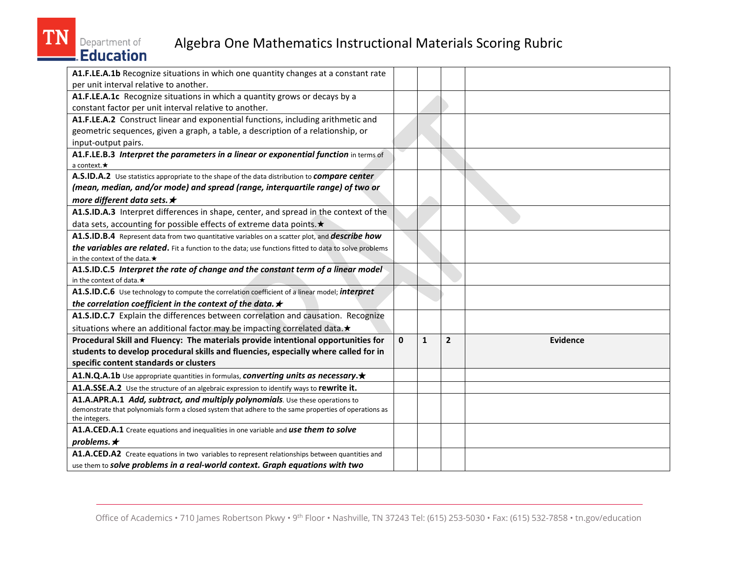# Algebra One Mathematics Instructional Materials Scoring Rubric

| | | | | |
|---|---|---|---|---|
| **A1.F.LE.A.1b** Recognize situations in which one quantity changes at a constant rate per unit interval relative to another. | | | | |
| **A1.F.LE.A.1c** Recognize situations in which a quantity grows or decays by a constant factor per unit interval relative to another. | | | | |
| **A1.F.LE.A.2** Construct linear and exponential functions, including arithmetic and geometric sequences, given a graph, a table, a description of a relationship, or input-output pairs. | | | | |
| **A1.F.LE.B.3** ***Interpret the parameters in a linear or exponential function*** in terms of a context.★ | | | | |
| **A.S.ID.A.2** Use statistics appropriate to the shape of the data distribution to ***compare center (mean, median, and/or mode) and spread (range, interquartile range) of two or more different data sets.★*** | | | | |
| **A1.S.ID.A.3** Interpret differences in shape, center, and spread in the context of the data sets, accounting for possible effects of extreme data points.★ | | | | |
| **A1.S.ID.B.4** Represent data from two quantitative variables on a scatter plot, and ***describe how the variables are related***. Fit a function to the data; use functions fitted to data to solve problems in the context of the data.★ | | | | |
| **A1.S.ID.C.5** ***Interpret the rate of change and the constant term of a linear model*** in the context of data.★ | | | | |
| **A1.S.ID.C.6** Use technology to compute the correlation coefficient of a linear model; ***interpret the correlation coefficient in the context of the data.★*** | | | | |
| **A1.S.ID.C.7** Explain the differences between correlation and causation. Recognize situations where an additional factor may be impacting correlated data.★ | | | | |
| **Procedural Skill and Fluency: The materials provide intentional opportunities for students to develop procedural skills and fluencies, especially where called for in specific content standards or clusters** | **0** | **1** | **2** | **Evidence** |
| **A1.N.Q.A.1b** Use appropriate quantities in formulas, ***converting units as necessary.★*** | | | | |
| **A1.A.SSE.A.2** Use the structure of an algebraic expression to identify ways to **rewrite it.** | | | | |
| **A1.A.APR.A.1** ***Add, subtract, and multiply polynomials***. Use these operations to demonstrate that polynomials form a closed system that adhere to the same properties of operations as the integers. | | | | |
| **A1.A.CED.A.1** Create equations and inequalities in one variable and ***use them to solve problems.★*** | | | | |
| **A1.A.CED.A2** Create equations in two variables to represent relationships between quantities and use them to ***solve problems in a real-world context. Graph equations with two*** | | | | |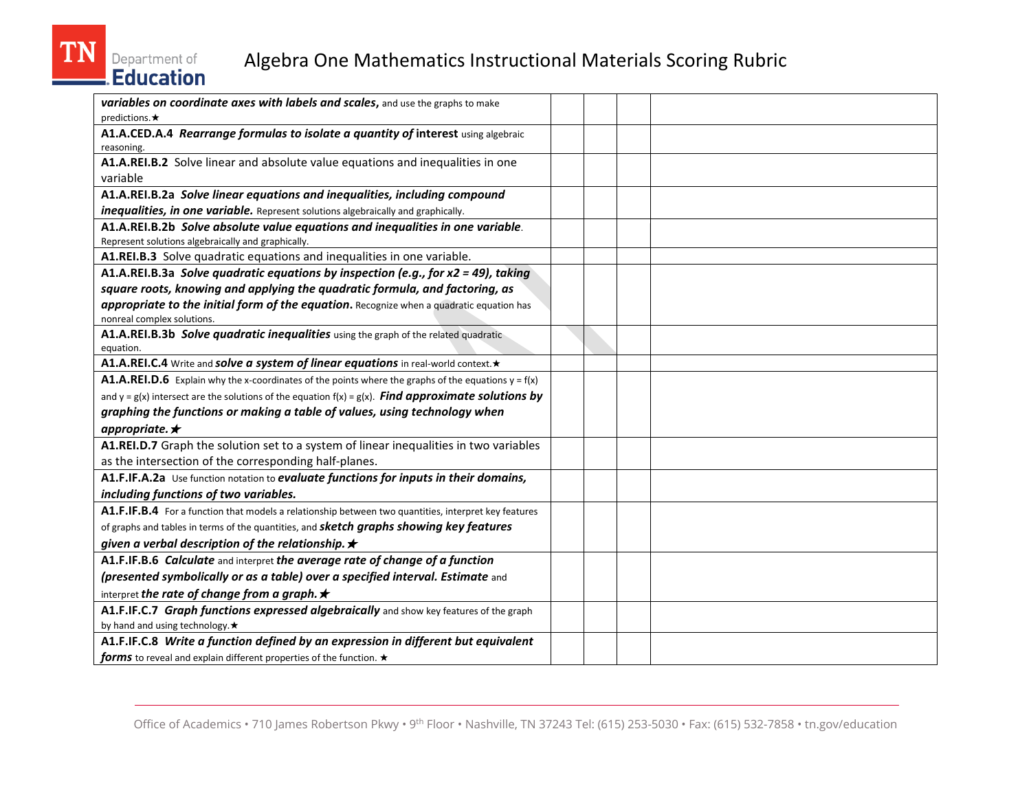# Algebra One Mathematics Instructional Materials Scoring Rubric

| | | | | |
|---|---|---|---|---|
| ***variables on coordinate axes with labels and scales,*** and use the graphs to make predictions.★ | | | | |
| **A1.A.CED.A.4** ***Rearrange formulas to isolate a quantity of* interest** using algebraic reasoning. | | | | |
| **A1.A.REI.B.2** Solve linear and absolute value equations and inequalities in one variable | | | | |
| **A1.A.REI.B.2a** ***Solve linear equations and inequalities, including compound inequalities, in one variable.*** Represent solutions algebraically and graphically. | | | | |
| **A1.A.REI.B.2b** ***Solve absolute value equations and inequalities in one variable***. Represent solutions algebraically and graphically. | | | | |
| **A1.REI.B.3** Solve quadratic equations and inequalities in one variable. | | | | |
| **A1.A.REI.B.3a** ***Solve quadratic equations by inspection (e.g., for x2 = 49), taking square roots, knowing and applying the quadratic formula, and factoring, as appropriate to the initial form of the equation.*** Recognize when a quadratic equation has nonreal complex solutions. | | | | |
| **A1.A.REI.B.3b** ***Solve quadratic inequalities*** using the graph of the related quadratic equation. | | | | |
| **A1.A.REI.C.4** Write and ***solve a system of linear equations*** in real-world context.★ | | | | |
| **A1.A.REI.D.6** Explain why the x-coordinates of the points where the graphs of the equations y = f(x) and y = g(x) intersect are the solutions of the equation f(x) = g(x). ***Find approximate solutions by graphing the functions or making a table of values, using technology when appropriate.*** ★ | | | | |
| **A1.REI.D.7** Graph the solution set to a system of linear inequalities in two variables as the intersection of the corresponding half-planes. | | | | |
| **A1.F.IF.A.2a** Use function notation to ***evaluate functions for inputs in their domains, including functions of two variables.*** | | | | |
| **A1.F.IF.B.4** For a function that models a relationship between two quantities, interpret key features of graphs and tables in terms of the quantities, and ***sketch graphs showing key features given a verbal description of the relationship.*** ★ | | | | |
| **A1.F.IF.B.6** ***Calculate*** and interpret ***the average rate of change of a function (presented symbolically or as a table) over a specified interval. Estimate*** and interpret ***the rate of change from a graph.*** ★ | | | | |
| **A1.F.IF.C.7** ***Graph functions expressed algebraically*** and show key features of the graph by hand and using technology.★ | | | | |
| **A1.F.IF.C.8** ***Write a function defined by an expression in different but equivalent forms*** to reveal and explain different properties of the function. ★ | | | | |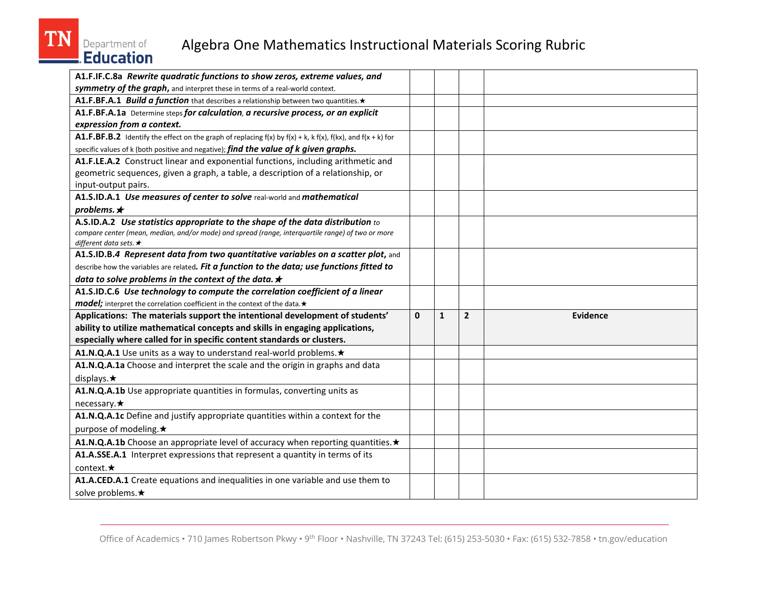| | | | | |
|---|---|---|---|---|
| **A1.F.IF.C.8a** ***Rewrite quadratic functions to show zeros, extreme values, and symmetry of the graph***, and interpret these in terms of a real-world context. | | | | |
| **A1.F.BF.A.1** ***Build a function*** that describes a relationship between two quantities.★ | | | | |
| **A1.F.BF.A.1a** Determine steps ***for calculation, a recursive process, or an explicit expression from a context.*** | | | | |
| **A1.F.BF.B.2** Identify the effect on the graph of replacing f(x) by f(x) + k, k f(x), f(kx), and f(x + k) for specific values of k (both positive and negative); ***find the value of k given graphs.*** | | | | |
| **A1.F.LE.A.2** Construct linear and exponential functions, including arithmetic and geometric sequences, given a graph, a table, a description of a relationship, or input-output pairs. | | | | |
| **A1.S.ID.A.1** ***Use measures of center to solve*** real-world and ***mathematical problems.★*** | | | | |
| **A.S.ID.A.2** ***Use statistics appropriate to the shape of the data distribution*** *to compare center (mean, median, and/or mode) and spread (range, interquartile range) of two or more different data sets.★* | | | | |
| **A1.S.ID.B.4** ***Represent data from two quantitative variables on a scatter plot***, and describe how the variables are related***. Fit a function to the data; use functions fitted to data to solve problems in the context of the data.★*** | | | | |
| **A1.S.ID.C.6** ***Use technology to compute the correlation coefficient of a linear model;*** interpret the correlation coefficient in the context of the data.★ | | | | |
| **Applications: The materials support the intentional development of students' ability to utilize mathematical concepts and skills in engaging applications, especially where called for in specific content standards or clusters.** | **0** | **1** | **2** | **Evidence** |
| **A1.N.Q.A.1** Use units as a way to understand real-world problems.★ | | | | |
| **A1.N.Q.A.1a** Choose and interpret the scale and the origin in graphs and data displays.★ | | | | |
| **A1.N.Q.A.1b** Use appropriate quantities in formulas, converting units as necessary.★ | | | | |
| **A1.N.Q.A.1c** Define and justify appropriate quantities within a context for the purpose of modeling.★ | | | | |
| **A1.N.Q.A.1b** Choose an appropriate level of accuracy when reporting quantities.★ | | | | |
| **A1.A.SSE.A.1** Interpret expressions that represent a quantity in terms of its context.★ | | | | |
| **A1.A.CED.A.1** Create equations and inequalities in one variable and use them to solve problems.★ | | | | |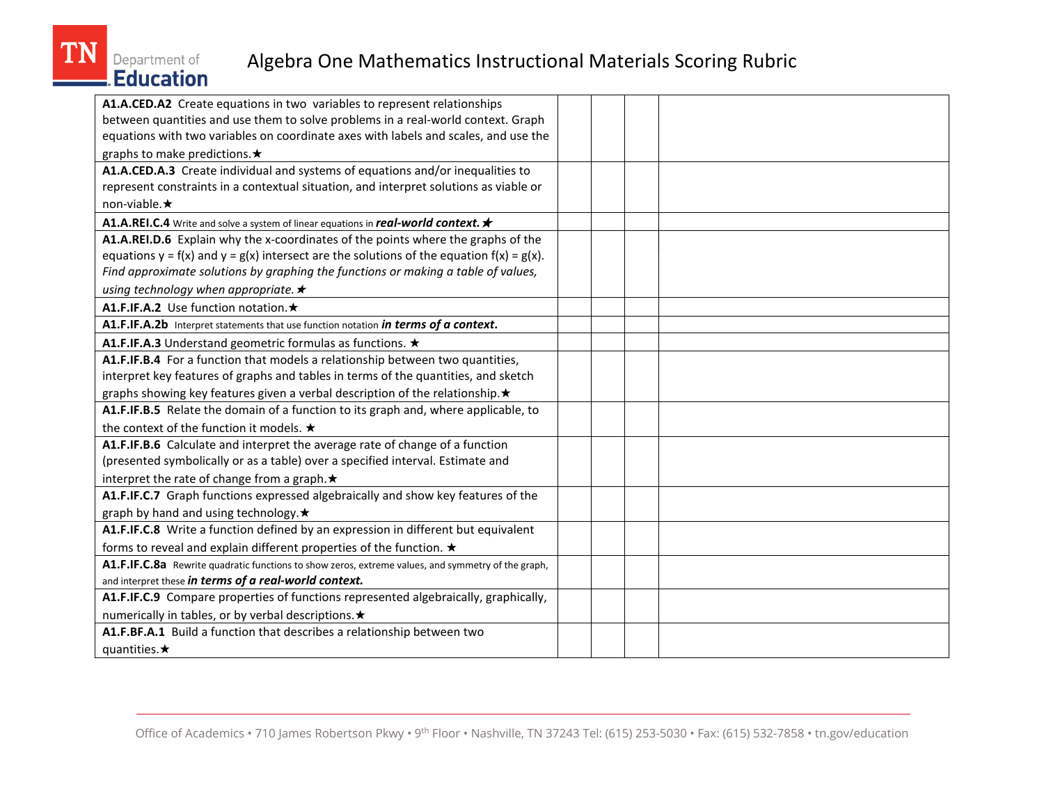# Algebra One Mathematics Instructional Materials Scoring Rubric

| | | | | |
|---|---|---|---|---|
| **A1.A.CED.A2** Create equations in two variables to represent relationships between quantities and use them to solve problems in a real-world context. Graph equations with two variables on coordinate axes with labels and scales, and use the graphs to make predictions.★ | | | | |
| **A1.A.CED.A.3** Create individual and systems of equations and/or inequalities to represent constraints in a contextual situation, and interpret solutions as viable or non-viable.★ | | | | |
| **A1.A.REI.C.4** Write and solve a system of linear equations in ***real-world context.*** ★ | | | | |
| **A1.A.REI.D.6** Explain why the x-coordinates of the points where the graphs of the equations $y = f(x)$ and $y = g(x)$ intersect are the solutions of the equation $f(x) = g(x)$. *Find approximate solutions by graphing the functions or making a table of values, using technology when appropriate.* ★ | | | | |
| **A1.F.IF.A.2** Use function notation.★ | | | | |
| **A1.F.IF.A.2b** Interpret statements that use function notation ***in terms of a context.*** | | | | |
| **A1.F.IF.A.3** Understand geometric formulas as functions. ★ | | | | |
| **A1.F.IF.B.4** For a function that models a relationship between two quantities, interpret key features of graphs and tables in terms of the quantities, and sketch graphs showing key features given a verbal description of the relationship.★ | | | | |
| **A1.F.IF.B.5** Relate the domain of a function to its graph and, where applicable, to the context of the function it models. ★ | | | | |
| **A1.F.IF.B.6** Calculate and interpret the average rate of change of a function (presented symbolically or as a table) over a specified interval. Estimate and interpret the rate of change from a graph.★ | | | | |
| **A1.F.IF.C.7** Graph functions expressed algebraically and show key features of the graph by hand and using technology.★ | | | | |
| **A1.F.IF.C.8** Write a function defined by an expression in different but equivalent forms to reveal and explain different properties of the function. ★ | | | | |
| **A1.F.IF.C.8a** Rewrite quadratic functions to show zeros, extreme values, and symmetry of the graph, and interpret these ***in terms of a real-world context.*** | | | | |
| **A1.F.IF.C.9** Compare properties of functions represented algebraically, graphically, numerically in tables, or by verbal descriptions.★ | | | | |
| **A1.F.BF.A.1** Build a function that describes a relationship between two quantities.★ | | | | |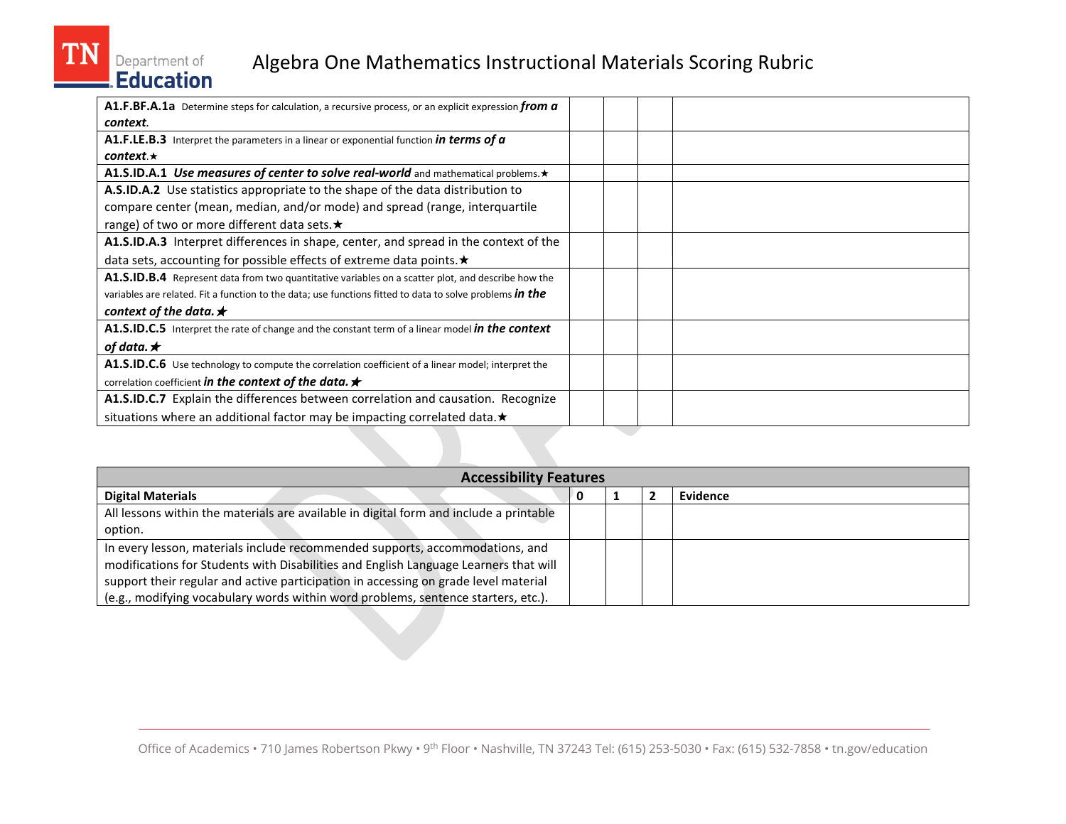# Algebra One Mathematics Instructional Materials Scoring Rubric

| | | | | |
|---|---|---|---|---|
| **A1.F.BF.A.1a** Determine steps for calculation, a recursive process, or an explicit expression ***from a context***. | | | | |
| **A1.F.LE.B.3** Interpret the parameters in a linear or exponential function ***in terms of a context***.★ | | | | |
| **A1.S.ID.A.1** ***Use measures of center to solve real-world*** and mathematical problems.★ | | | | |
| **A.S.ID.A.2** Use statistics appropriate to the shape of the data distribution to compare center (mean, median, and/or mode) and spread (range, interquartile range) of two or more different data sets.★ | | | | |
| **A1.S.ID.A.3** Interpret differences in shape, center, and spread in the context of the data sets, accounting for possible effects of extreme data points.★ | | | | |
| **A1.S.ID.B.4** Represent data from two quantitative variables on a scatter plot, and describe how the variables are related. Fit a function to the data; use functions fitted to data to solve problems ***in the context of the data.***★ | | | | |
| **A1.S.ID.C.5** Interpret the rate of change and the constant term of a linear model ***in the context of data.***★ | | | | |
| **A1.S.ID.C.6** Use technology to compute the correlation coefficient of a linear model; interpret the correlation coefficient ***in the context of the data.***★ | | | | |
| **A1.S.ID.C.7** Explain the differences between correlation and causation. Recognize situations where an additional factor may be impacting correlated data.★ | | | | |

| **Accessibility Features** | | | | |
|---|---|---|---|---|
| **Digital Materials** | **0** | **1** | **2** | **Evidence** |
| All lessons within the materials are available in digital form and include a printable option. | | | | |
| In every lesson, materials include recommended supports, accommodations, and modifications for Students with Disabilities and English Language Learners that will support their regular and active participation in accessing on grade level material (e.g., modifying vocabulary words within word problems, sentence starters, etc.). | | | | |